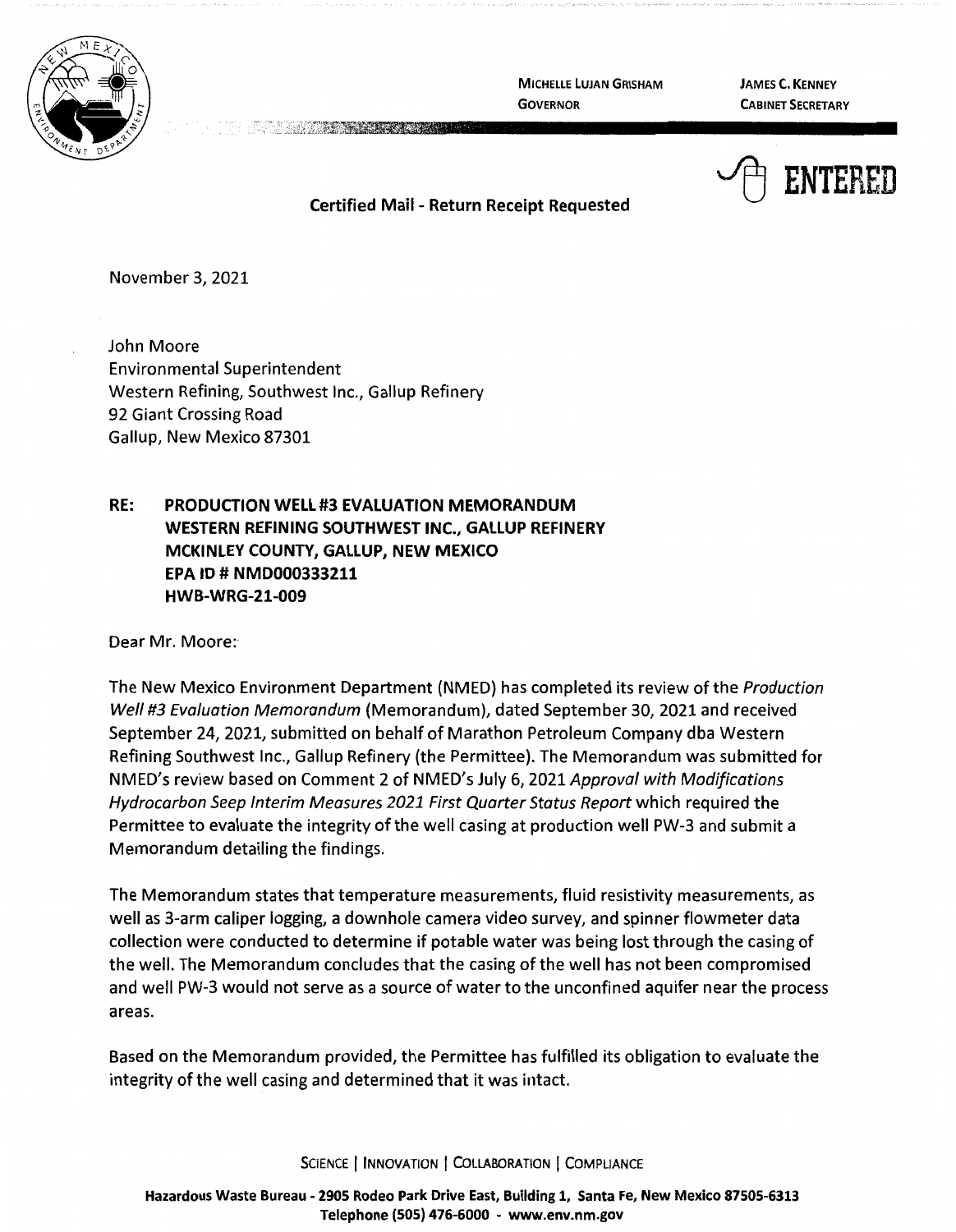MICHELLE LUJAN GRISHAM
GOVERNOR

JAMES C. KENNEY
CABINET SECRETARY

ENTERED

**Certified Mail - Return Receipt Requested**

November 3, 2021

John Moore
Environmental Superintendent
Western Refining, Southwest Inc., Gallup Refinery
92 Giant Crossing Road
Gallup, New Mexico 87301

**RE: PRODUCTION WELL #3 EVALUATION MEMORANDUM
WESTERN REFINING SOUTHWEST INC., GALLUP REFINERY
MCKINLEY COUNTY, GALLUP, NEW MEXICO
EPA ID # NMD000333211
HWB-WRG-21-009**

Dear Mr. Moore:

The New Mexico Environment Department (NMED) has completed its review of the *Production Well #3 Evaluation Memorandum* (Memorandum), dated September 30, 2021 and received September 24, 2021, submitted on behalf of Marathon Petroleum Company dba Western Refining Southwest Inc., Gallup Refinery (the Permittee). The Memorandum was submitted for NMED's review based on Comment 2 of NMED's July 6, 2021 *Approval with Modifications Hydrocarbon Seep Interim Measures 2021 First Quarter Status Report* which required the Permittee to evaluate the integrity of the well casing at production well PW-3 and submit a Memorandum detailing the findings.

The Memorandum states that temperature measurements, fluid resistivity measurements, as well as 3-arm caliper logging, a downhole camera video survey, and spinner flowmeter data collection were conducted to determine if potable water was being lost through the casing of the well. The Memorandum concludes that the casing of the well has not been compromised and well PW-3 would not serve as a source of water to the unconfined aquifer near the process areas.

Based on the Memorandum provided, the Permittee has fulfilled its obligation to evaluate the integrity of the well casing and determined that it was intact.

SCIENCE | INNOVATION | COLLABORATION | COMPLIANCE

**Hazardous Waste Bureau - 2905 Rodeo Park Drive East, Building 1, Santa Fe, New Mexico 87505-6313
Telephone (505) 476-6000 - www.env.nm.gov**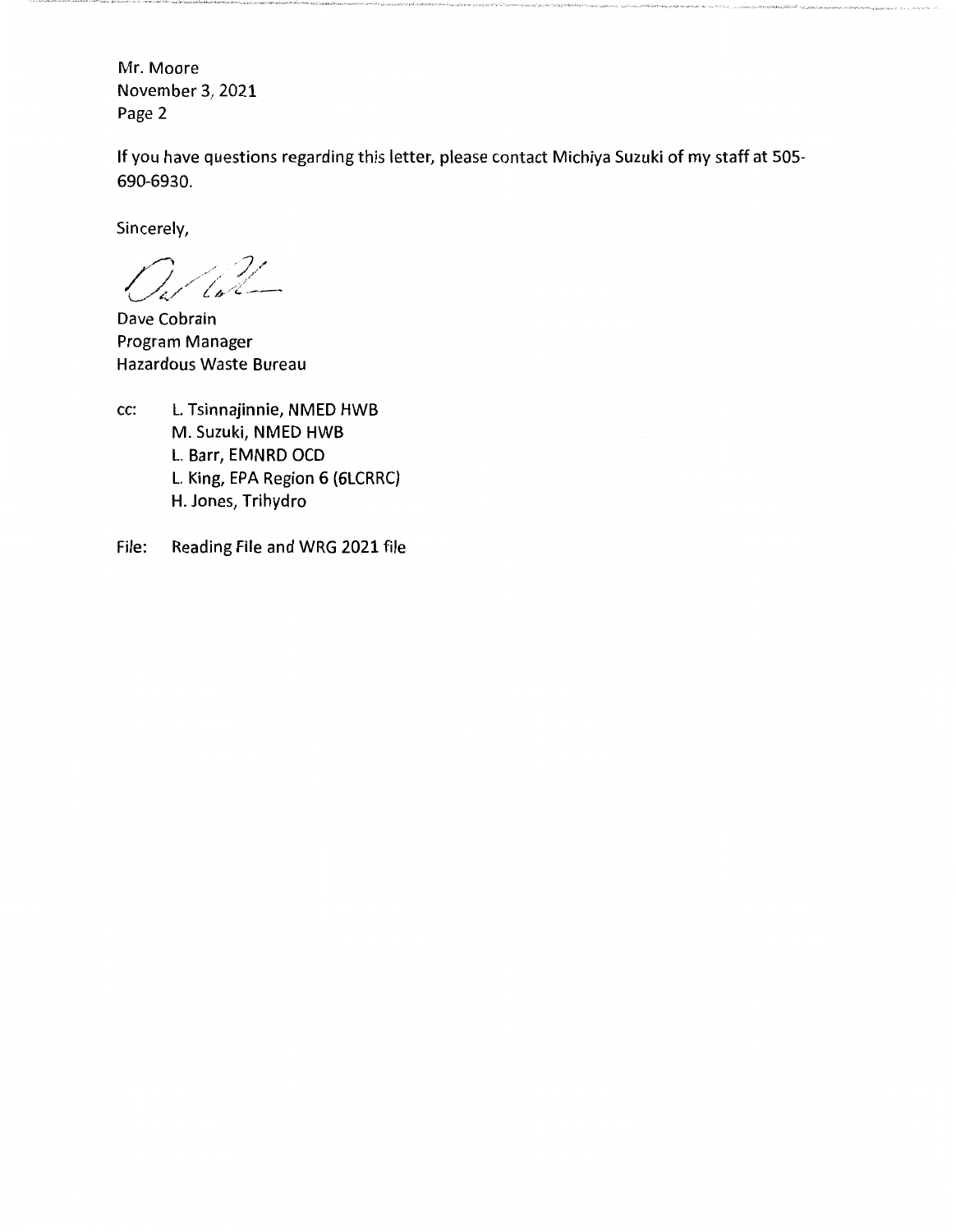Mr. Moore
November 3, 2021
Page 2

If you have questions regarding this letter, please contact Michiya Suzuki of my staff at 505-690-6930.

Sincerely,

Dave Cobrain
Program Manager
Hazardous Waste Bureau

cc: L. Tsinnajinnie, NMED HWB
M. Suzuki, NMED HWB
L. Barr, EMNRD OCD
L. King, EPA Region 6 (6LCRRC)
H. Jones, Trihydro

File: Reading File and WRG 2021 file